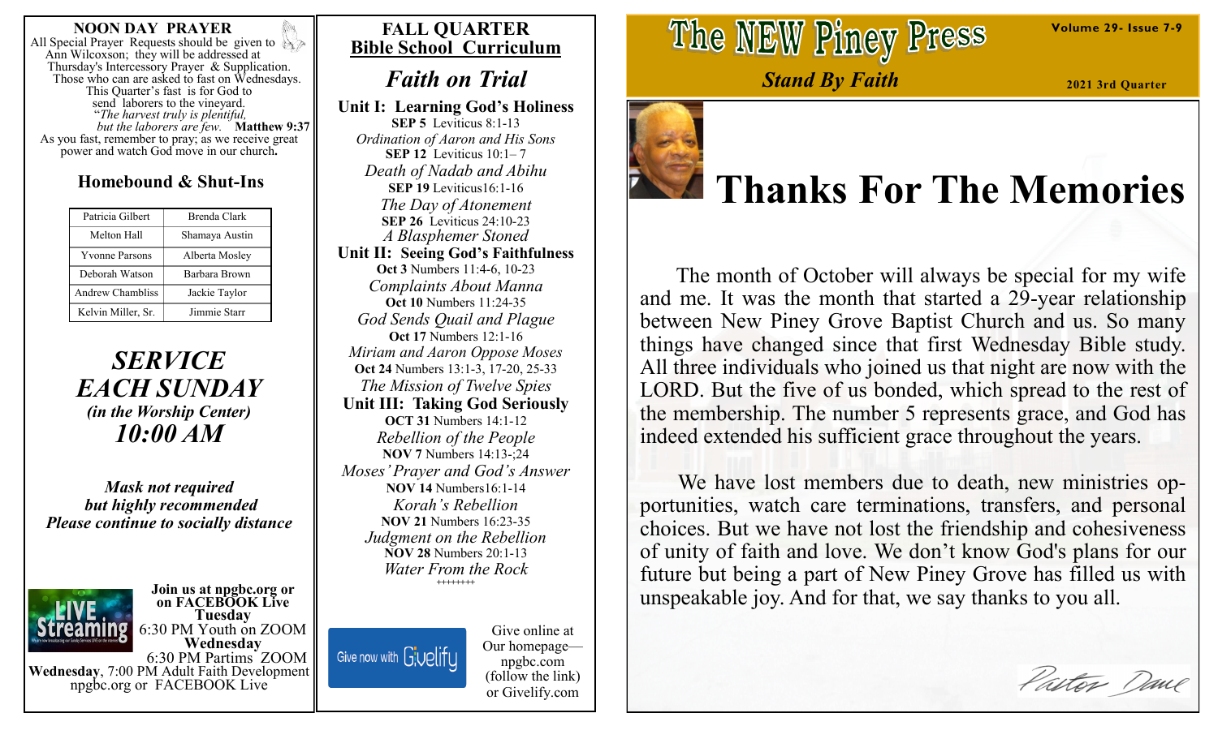## NOON DAY PRAYER

All Special Prayer Requests should be given to Ann Wilcoxson; they will be addressed at Thursday's Intercessory Prayer & Supplication. Those who can are asked to fast on Wednesdays. This Quarter's fast is for God to send laborers to the vineyard.

"*The harvest truly is plentiful, but the laborers are few.*" **Matthew 9:37**

As you fast, remember to pray; as we receive great power and watch God move in our church**.**

### Homebound & Shut-Ins

| | |
|---|---|
| Patricia Gilbert | Brenda Clark |
| Melton Hall | Shamaya Austin |
| Yvonne Parsons | Alberta Mosley |
| Deborah Watson | Barbara Brown |
| Andrew Chambliss | Jackie Taylor |
| Kelvin Miller, Sr. | Jimmie Starr |

***SERVICE EACH SUNDAY***

***(in the Worship Center)***

***10:00 AM***

***Mask not required but highly recommended***

***Please continue to socially distance***

LIVE Streaming

**Join us at npgbc.org or on FACEBOOK Live**

**Tuesday**
6:30 PM Youth on ZOOM

**Wednesday**
6:30 PM Partims ZOOM

**Wednesday**, 7:00 PM Adult Faith Development
npgbc.org or FACEBOOK Live

## FALL QUARTER Bible School Curriculum

### *Faith on Trial*

**Unit I: Learning God's Holiness**

**SEP 5** Leviticus 8:1-13
*Ordination of Aaron and His Sons*

**SEP 12** Leviticus 10:1– 7
*Death of Nadab and Abihu*

**SEP 19** Leviticus16:1-16
*The Day of Atonement*

**SEP 26** Leviticus 24:10-23
*A Blasphemer Stoned*

**Unit II: Seeing God's Faithfulness**

**Oct 3** Numbers 11:4-6, 10-23
*Complaints About Manna*

**Oct 10** Numbers 11:24-35
*God Sends Quail and Plague*

**Oct 17** Numbers 12:1-16
*Miriam and Aaron Oppose Moses*

**Oct 24** Numbers 13:1-3, 17-20, 25-33
*The Mission of Twelve Spies*

**Unit III: Taking God Seriously**

**OCT 31** Numbers 14:1-12
*Rebellion of the People*

**NOV 7** Numbers 14:13-;24
*Moses' Prayer and God's Answer*

**NOV 14** Numbers16:1-14
*Korah's Rebellion*

**NOV 21** Numbers 16:23-35
*Judgment on the Rebellion*

**NOV 28** Numbers 20:1-13
*Water From the Rock*

++++++++

Give now with Givelify

Give online at Our homepage— npgbc.com (follow the link) or Givelify.com

# The NEW Piney Press

***Stand By Faith***

**Volume 29- Issue 7-9**

**2021 3rd Quarter**

# Thanks For The Memories

The month of October will always be special for my wife and me. It was the month that started a 29-year relationship between New Piney Grove Baptist Church and us. So many things have changed since that first Wednesday Bible study. All three individuals who joined us that night are now with the LORD. But the five of us bonded, which spread to the rest of the membership. The number 5 represents grace, and God has indeed extended his sufficient grace throughout the years.

We have lost members due to death, new ministries opportunities, watch care terminations, transfers, and personal choices. But we have not lost the friendship and cohesiveness of unity of faith and love. We don't know God's plans for our future but being a part of New Piney Grove has filled us with unspeakable joy. And for that, we say thanks to you all.

Pastor Dane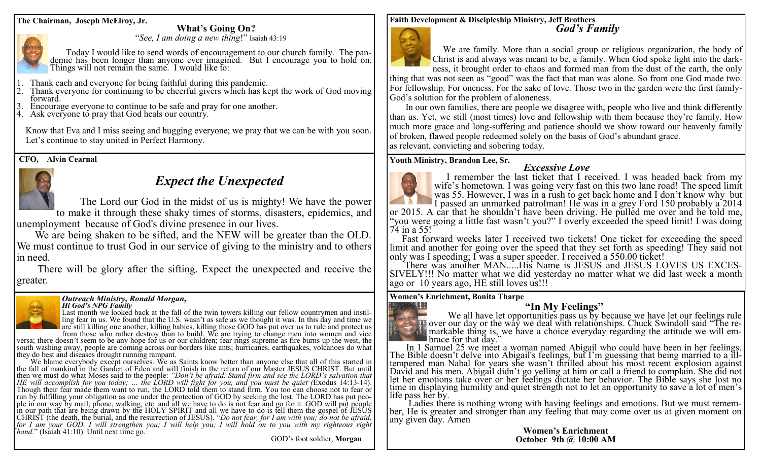**The Chairman, Joseph McElroy, Jr.**

## What's Going On?

"*See, I am doing a new thing*!" Isaiah 43:19

Today I would like to send words of encouragement to our church family. The pandemic has been longer than anyone ever imagined. But I encourage you to hold on. Things will not remain the same. I would like to:

1. Thank each and everyone for being faithful during this pandemic.
2. Thank everyone for continuing to be cheerful givers which has kept the work of God moving forward.
3. Encourage everyone to continue to be safe and pray for one another.
4. Ask everyone to pray that God heals our country.

Know that Eva and I miss seeing and hugging everyone; we pray that we can be with you soon. Let's continue to stay united in Perfect Harmony.

**CFO, Alvin Cearnal**

## *Expect the Unexpected*

The Lord our God in the midst of us is mighty! We have the power to make it through these shaky times of storms, disasters, epidemics, and unemployment because of God's divine presence in our lives.

We are being shaken to be sifted, and the NEW will be greater than the OLD. We must continue to trust God in our service of giving to the ministry and to others in need.

There will be glory after the sifting. Expect the unexpected and receive the greater.

***Outreach Ministry, Ronald Morgan,***
***Hi God's NPG Family***

Last month we looked back at the fall of the twin towers killing our fellow countrymen and instilling fear in us. We found that the U.S. wasn't as safe as we thought it was. In this day and time we are still killing one another, killing babies, killing those GOD has put over us to rule and protect us from those who rather destroy than to build. We are trying to change men into women and vice versa; there doesn't seem to be any hope for us or our children; fear rings supreme as fire burns up the west, the south washing away, people are coming across our borders like ants; hurricanes, earthquakes, volcanoes do what they do best and diseases drought running rampant.

We blame everybody except ourselves. We as Saints know better than anyone else that all of this started in the fall of mankind in the Garden of Eden and will finish in the return of our Master JESUS CHRIST. But until then we must do what Moses said to the people: *"Don't be afraid. Stand firm and see the LORD's salvation that HE will accomplish for you today; … the LORD will fight for you, and you must be quiet (*Exodus 14:13-14). Though their fear made them want to run, the LORD told them to stand firm. You too can choose not to fear or run by fulfilling your obligation as one under the protection of GOD by seeking the lost. The LORD has put people in our way by mail, phone, walking, etc. and all we have to do is not fear and go for it. GOD will put people in our path that are being drawn by the HOLY SPIRIT and all we have to do is tell them the gospel of JESUS CHRIST (the death, the burial, and the resurrection of JESUS). "*Do not fear, for I am with you; do not be afraid, for I am your GOD. I will strengthen you; I will help you; I will hold on to you with my righteous right hand*." (Isaiah 41:10). Until next time go.

GOD's foot soldier, **Morgan**

**Faith Development & Discipleship Ministry, Jeff Brothers**

## *God's Family*

We are family. More than a social group or religious organization, the body of Christ is and always was meant to be, a family. When God spoke light into the darkness, it brought order to chaos and formed man from the dust of the earth, the only thing that was not seen as "good" was the fact that man was alone. So from one God made two. For fellowship. For oneness. For the sake of love. Those two in the garden were the first family-God's solution for the problem of aloneness.

In our own families, there are people we disagree with, people who live and think differently than us. Yet, we still (most times) love and fellowship with them because they're family. How much more grace and long-suffering and patience should we show toward our heavenly family of broken, flawed people redeemed solely on the basis of God's abundant grace.
as relevant, convicting and sobering today.

**Youth Ministry, Brandon Lee, Sr.**

## *Excessive Love*

I remember the last ticket that I received. I was headed back from my wife's hometown. I was going very fast on this two lane road! The speed limit was 55. However, I was in a rush to get back home and I don't know why but I passed an unmarked patrolman! He was in a grey Ford 150 probably a 2014 or 2015. A car that he shouldn't have been driving. He pulled me over and he told me, "you were going a little fast wasn't you?" I overly exceeded the speed limit! I was doing 74 in a 55!

Fast forward weeks later I received two tickets! One ticket for exceeding the speed limit and another for going over the speed that they set forth as speeding! They said not only was I speeding; I was a super speeder. I received a 550.00 ticket!

There was another MAN.....His Name is JESUS and JESUS LOVES US EXCESSIVELY!!! No matter what we did yesterday no matter what we did last week a month ago or 10 years ago, HE still loves us!!!

**Women's Enrichment, Bonita Tharpe**

## "In My Feelings"

We all have let opportunities pass us by because we have let our feelings rule over our day or the way we deal with relationships. Chuck Swindoll said "The remarkable thing is, we have a choice everyday regarding the attitude we will embrace for that day."

In 1 Samuel 25 we meet a woman named Abigail who could have been in her feelings. The Bible doesn't delve into Abigail's feelings, but I'm guessing that being married to a ill-tempered man Nabal for years she wasn't thrilled about his most recent explosion against David and his men. Abigail didn't go yelling at him or call a friend to complain. She did not let her emotions take over or her feelings dictate her behavior. The Bible says she lost no time in displaying humility and quiet strength not to let an opportunity to save a lot of men's life pass her by.

Ladies there is nothing wrong with having feelings and emotions. But we must remember, He is greater and stronger than any feeling that may come over us at given moment on any given day. Amen

**Women's Enrichment**
**October 9th @ 10:00 AM**